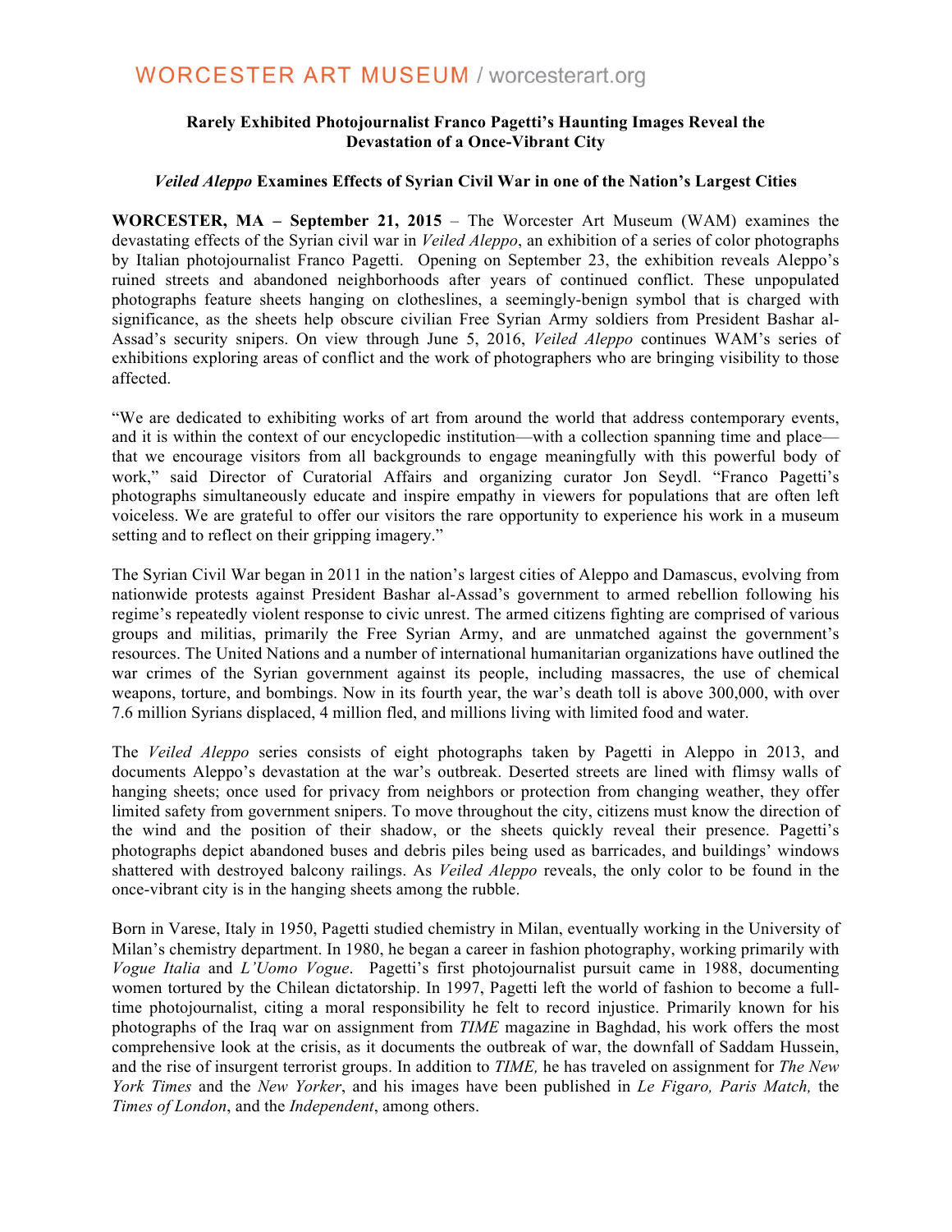WORCESTER ART MUSEUM / worcesterart.org

**Rarely Exhibited Photojournalist Franco Pagetti's Haunting Images Reveal the Devastation of a Once-Vibrant City**

***Veiled Aleppo* Examines Effects of Syrian Civil War in one of the Nation's Largest Cities**

**WORCESTER, MA – September 21, 2015** – The Worcester Art Museum (WAM) examines the devastating effects of the Syrian civil war in *Veiled Aleppo*, an exhibition of a series of color photographs by Italian photojournalist Franco Pagetti. Opening on September 23, the exhibition reveals Aleppo's ruined streets and abandoned neighborhoods after years of continued conflict. These unpopulated photographs feature sheets hanging on clotheslines, a seemingly-benign symbol that is charged with significance, as the sheets help obscure civilian Free Syrian Army soldiers from President Bashar al-Assad's security snipers. On view through June 5, 2016, *Veiled Aleppo* continues WAM's series of exhibitions exploring areas of conflict and the work of photographers who are bringing visibility to those affected.

"We are dedicated to exhibiting works of art from around the world that address contemporary events, and it is within the context of our encyclopedic institution—with a collection spanning time and place—that we encourage visitors from all backgrounds to engage meaningfully with this powerful body of work," said Director of Curatorial Affairs and organizing curator Jon Seydl. "Franco Pagetti's photographs simultaneously educate and inspire empathy in viewers for populations that are often left voiceless. We are grateful to offer our visitors the rare opportunity to experience his work in a museum setting and to reflect on their gripping imagery."

The Syrian Civil War began in 2011 in the nation's largest cities of Aleppo and Damascus, evolving from nationwide protests against President Bashar al-Assad's government to armed rebellion following his regime's repeatedly violent response to civic unrest. The armed citizens fighting are comprised of various groups and militias, primarily the Free Syrian Army, and are unmatched against the government's resources. The United Nations and a number of international humanitarian organizations have outlined the war crimes of the Syrian government against its people, including massacres, the use of chemical weapons, torture, and bombings. Now in its fourth year, the war's death toll is above 300,000, with over 7.6 million Syrians displaced, 4 million fled, and millions living with limited food and water.

The *Veiled Aleppo* series consists of eight photographs taken by Pagetti in Aleppo in 2013, and documents Aleppo's devastation at the war's outbreak. Deserted streets are lined with flimsy walls of hanging sheets; once used for privacy from neighbors or protection from changing weather, they offer limited safety from government snipers. To move throughout the city, citizens must know the direction of the wind and the position of their shadow, or the sheets quickly reveal their presence. Pagetti's photographs depict abandoned buses and debris piles being used as barricades, and buildings' windows shattered with destroyed balcony railings. As *Veiled Aleppo* reveals, the only color to be found in the once-vibrant city is in the hanging sheets among the rubble.

Born in Varese, Italy in 1950, Pagetti studied chemistry in Milan, eventually working in the University of Milan's chemistry department. In 1980, he began a career in fashion photography, working primarily with *Vogue Italia* and *L'Uomo Vogue*. Pagetti's first photojournalist pursuit came in 1988, documenting women tortured by the Chilean dictatorship. In 1997, Pagetti left the world of fashion to become a full-time photojournalist, citing a moral responsibility he felt to record injustice. Primarily known for his photographs of the Iraq war on assignment from *TIME* magazine in Baghdad, his work offers the most comprehensive look at the crisis, as it documents the outbreak of war, the downfall of Saddam Hussein, and the rise of insurgent terrorist groups. In addition to *TIME,* he has traveled on assignment for *The New York Times* and the *New Yorker*, and his images have been published in *Le Figaro, Paris Match,* the *Times of London*, and the *Independent*, among others.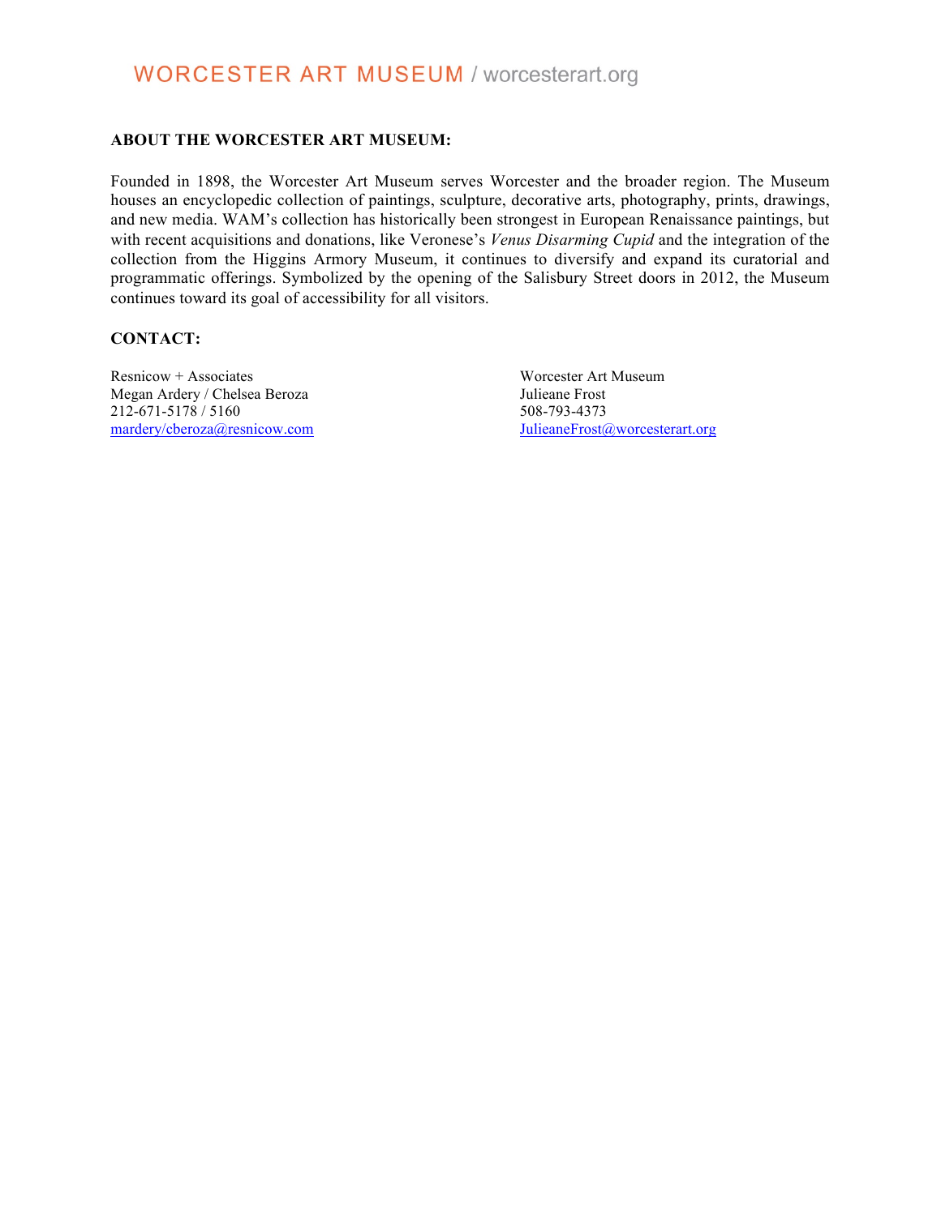## ABOUT THE WORCESTER ART MUSEUM:

Founded in 1898, the Worcester Art Museum serves Worcester and the broader region. The Museum houses an encyclopedic collection of paintings, sculpture, decorative arts, photography, prints, drawings, and new media. WAM's collection has historically been strongest in European Renaissance paintings, but with recent acquisitions and donations, like Veronese's *Venus Disarming Cupid* and the integration of the collection from the Higgins Armory Museum, it continues to diversify and expand its curatorial and programmatic offerings. Symbolized by the opening of the Salisbury Street doors in 2012, the Museum continues toward its goal of accessibility for all visitors.

## CONTACT:

Resnicow + Associates
Megan Ardery / Chelsea Beroza
212-671-5178 / 5160
mardery/cberoza@resnicow.com

Worcester Art Museum
Julieane Frost
508-793-4373
JulieaneFrost@worcesterart.org